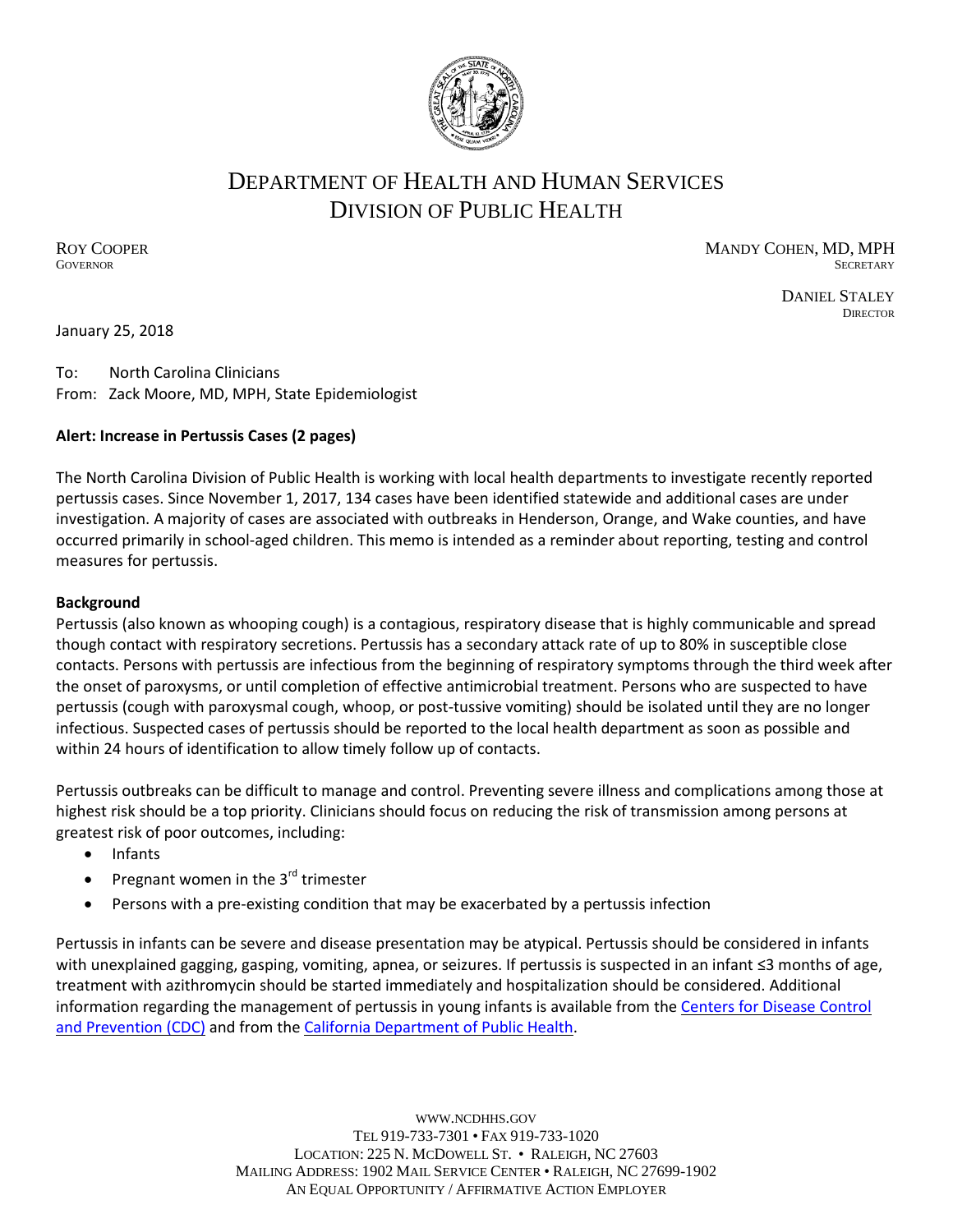# DEPARTMENT OF HEALTH AND HUMAN SERVICES
## DIVISION OF PUBLIC HEALTH

ROY COOPER
GOVERNOR

MANDY COHEN, MD, MPH
SECRETARY

DANIEL STALEY
DIRECTOR

January 25, 2018

To: North Carolina Clinicians
From: Zack Moore, MD, MPH, State Epidemiologist

**Alert: Increase in Pertussis Cases (2 pages)**

The North Carolina Division of Public Health is working with local health departments to investigate recently reported pertussis cases. Since November 1, 2017, 134 cases have been identified statewide and additional cases are under investigation. A majority of cases are associated with outbreaks in Henderson, Orange, and Wake counties, and have occurred primarily in school-aged children. This memo is intended as a reminder about reporting, testing and control measures for pertussis.

**Background**

Pertussis (also known as whooping cough) is a contagious, respiratory disease that is highly communicable and spread though contact with respiratory secretions. Pertussis has a secondary attack rate of up to 80% in susceptible close contacts. Persons with pertussis are infectious from the beginning of respiratory symptoms through the third week after the onset of paroxysms, or until completion of effective antimicrobial treatment. Persons who are suspected to have pertussis (cough with paroxysmal cough, whoop, or post-tussive vomiting) should be isolated until they are no longer infectious. Suspected cases of pertussis should be reported to the local health department as soon as possible and within 24 hours of identification to allow timely follow up of contacts.

Pertussis outbreaks can be difficult to manage and control. Preventing severe illness and complications among those at highest risk should be a top priority. Clinicians should focus on reducing the risk of transmission among persons at greatest risk of poor outcomes, including:

- Infants
- Pregnant women in the 3rd trimester
- Persons with a pre-existing condition that may be exacerbated by a pertussis infection

Pertussis in infants can be severe and disease presentation may be atypical. Pertussis should be considered in infants with unexplained gagging, gasping, vomiting, apnea, or seizures. If pertussis is suspected in an infant ≤3 months of age, treatment with azithromycin should be started immediately and hospitalization should be considered. Additional information regarding the management of pertussis in young infants is available from the Centers for Disease Control and Prevention (CDC) and from the California Department of Public Health.

WWW.NCDHHS.GOV
TEL 919-733-7301 • FAX 919-733-1020
LOCATION: 225 N. MCDOWELL ST. • RALEIGH, NC 27603
MAILING ADDRESS: 1902 MAIL SERVICE CENTER • RALEIGH, NC 27699-1902
AN EQUAL OPPORTUNITY / AFFIRMATIVE ACTION EMPLOYER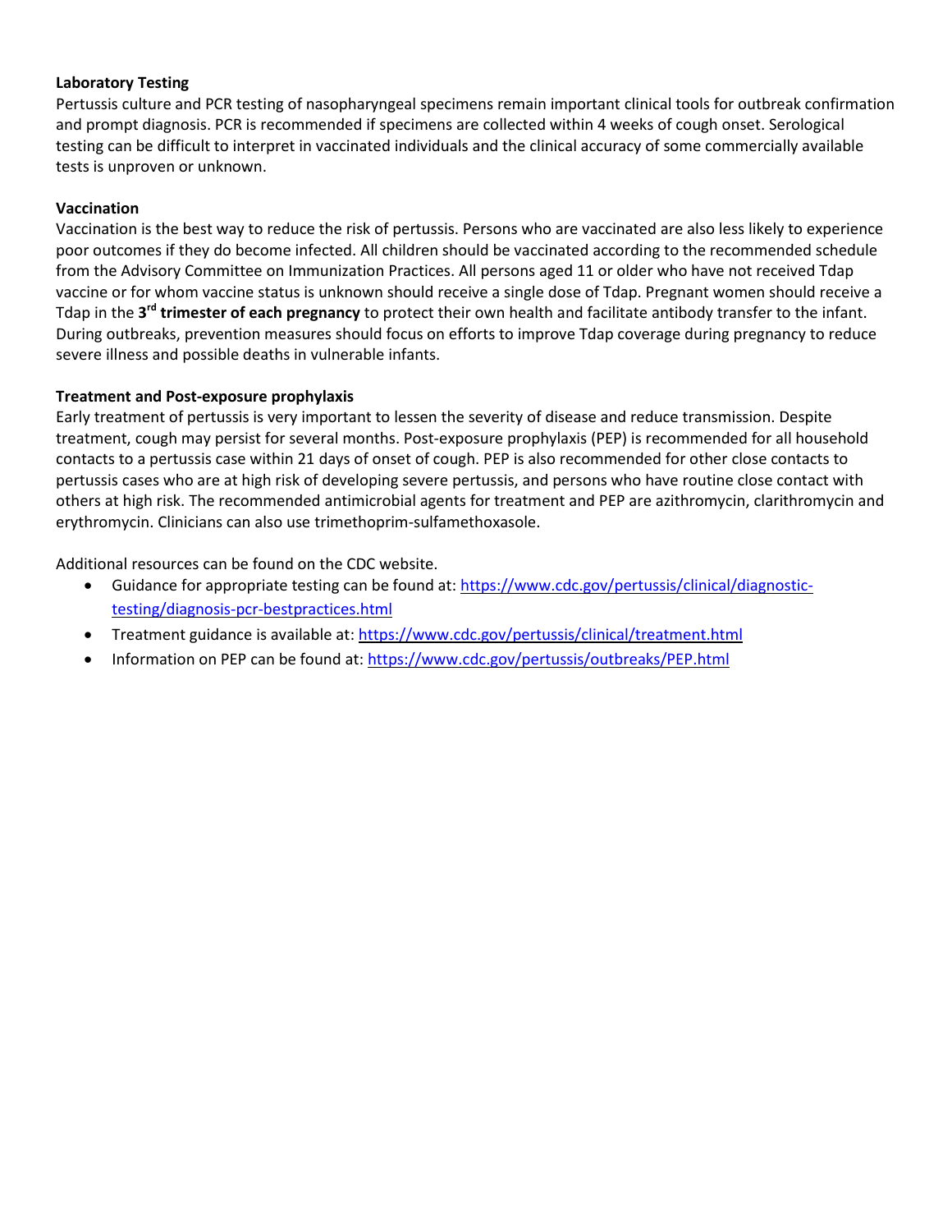**Laboratory Testing**

Pertussis culture and PCR testing of nasopharyngeal specimens remain important clinical tools for outbreak confirmation and prompt diagnosis. PCR is recommended if specimens are collected within 4 weeks of cough onset. Serological testing can be difficult to interpret in vaccinated individuals and the clinical accuracy of some commercially available tests is unproven or unknown.

**Vaccination**

Vaccination is the best way to reduce the risk of pertussis. Persons who are vaccinated are also less likely to experience poor outcomes if they do become infected. All children should be vaccinated according to the recommended schedule from the Advisory Committee on Immunization Practices. All persons aged 11 or older who have not received Tdap vaccine or for whom vaccine status is unknown should receive a single dose of Tdap. Pregnant women should receive a Tdap in the **3rd trimester of each pregnancy** to protect their own health and facilitate antibody transfer to the infant. During outbreaks, prevention measures should focus on efforts to improve Tdap coverage during pregnancy to reduce severe illness and possible deaths in vulnerable infants.

**Treatment and Post-exposure prophylaxis**

Early treatment of pertussis is very important to lessen the severity of disease and reduce transmission. Despite treatment, cough may persist for several months. Post-exposure prophylaxis (PEP) is recommended for all household contacts to a pertussis case within 21 days of onset of cough. PEP is also recommended for other close contacts to pertussis cases who are at high risk of developing severe pertussis, and persons who have routine close contact with others at high risk. The recommended antimicrobial agents for treatment and PEP are azithromycin, clarithromycin and erythromycin. Clinicians can also use trimethoprim-sulfamethoxasole.

Additional resources can be found on the CDC website.

- Guidance for appropriate testing can be found at: https://www.cdc.gov/pertussis/clinical/diagnostic-testing/diagnosis-pcr-bestpractices.html
- Treatment guidance is available at: https://www.cdc.gov/pertussis/clinical/treatment.html
- Information on PEP can be found at: https://www.cdc.gov/pertussis/outbreaks/PEP.html